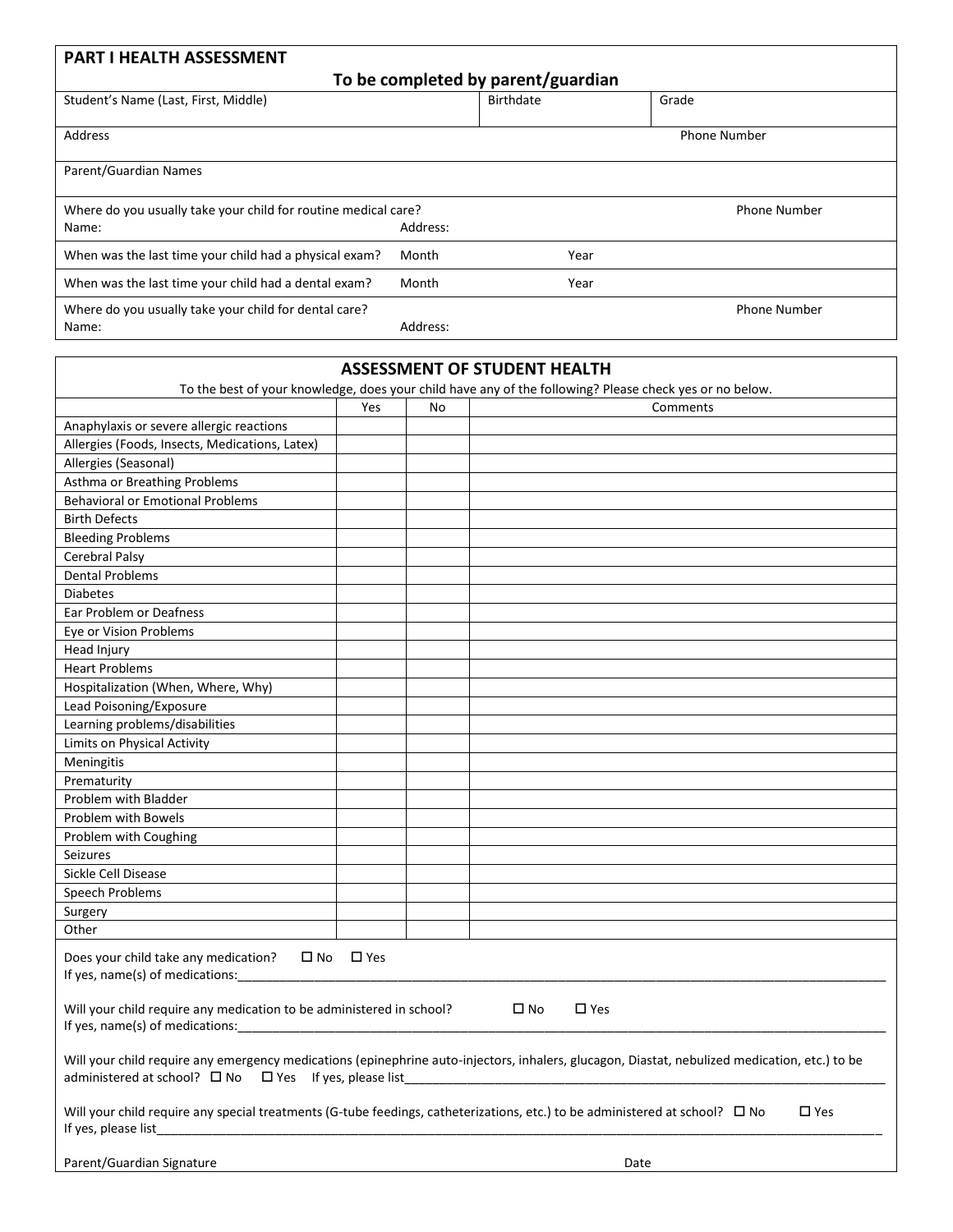## PART I HEALTH ASSESSMENT

**To be completed by parent/guardian**

| Student's Name (Last, First, Middle) | Birthdate | Grade |
|---|---|---|
| | | |

| Address | Phone Number |
|---|---|
| | |

Parent/Guardian Names

| Where do you usually take your child for routine medical care? | | Phone Number |
|---|---|---|
| Name: | Address: | |

| When was the last time your child had a physical exam? | Month | Year |
|---|---|---|
| When was the last time your child had a dental exam? | Month | Year |

| Where do you usually take your child for dental care? | | Phone Number |
|---|---|---|
| Name: | Address: | |

## ASSESSMENT OF STUDENT HEALTH

To the best of your knowledge, does your child have any of the following? Please check yes or no below.

| | Yes | No | Comments |
|---|---|---|---|
| Anaphylaxis or severe allergic reactions | | | |
| Allergies (Foods, Insects, Medications, Latex) | | | |
| Allergies (Seasonal) | | | |
| Asthma or Breathing Problems | | | |
| Behavioral or Emotional Problems | | | |
| Birth Defects | | | |
| Bleeding Problems | | | |
| Cerebral Palsy | | | |
| Dental Problems | | | |
| Diabetes | | | |
| Ear Problem or Deafness | | | |
| Eye or Vision Problems | | | |
| Head Injury | | | |
| Heart Problems | | | |
| Hospitalization (When, Where, Why) | | | |
| Lead Poisoning/Exposure | | | |
| Learning problems/disabilities | | | |
| Limits on Physical Activity | | | |
| Meningitis | | | |
| Prematurity | | | |
| Problem with Bladder | | | |
| Problem with Bowels | | | |
| Problem with Coughing | | | |
| Seizures | | | |
| Sickle Cell Disease | | | |
| Speech Problems | | | |
| Surgery | | | |
| Other | | | |

Does your child take any medication? ☐ No ☐ Yes
If yes, name(s) of medications:____________________________________________

Will your child require any medication to be administered in school? ☐ No ☐ Yes
If yes, name(s) of medications:____________________________________________

Will your child require any emergency medications (epinephrine auto-injectors, inhalers, glucagon, Diastat, nebulized medication, etc.) to be administered at school? ☐ No ☐ Yes If yes, please list____________________________________________

Will your child require any special treatments (G-tube feedings, catheterizations, etc.) to be administered at school? ☐ No ☐ Yes
If yes, please list____________________________________________

Parent/Guardian Signature Date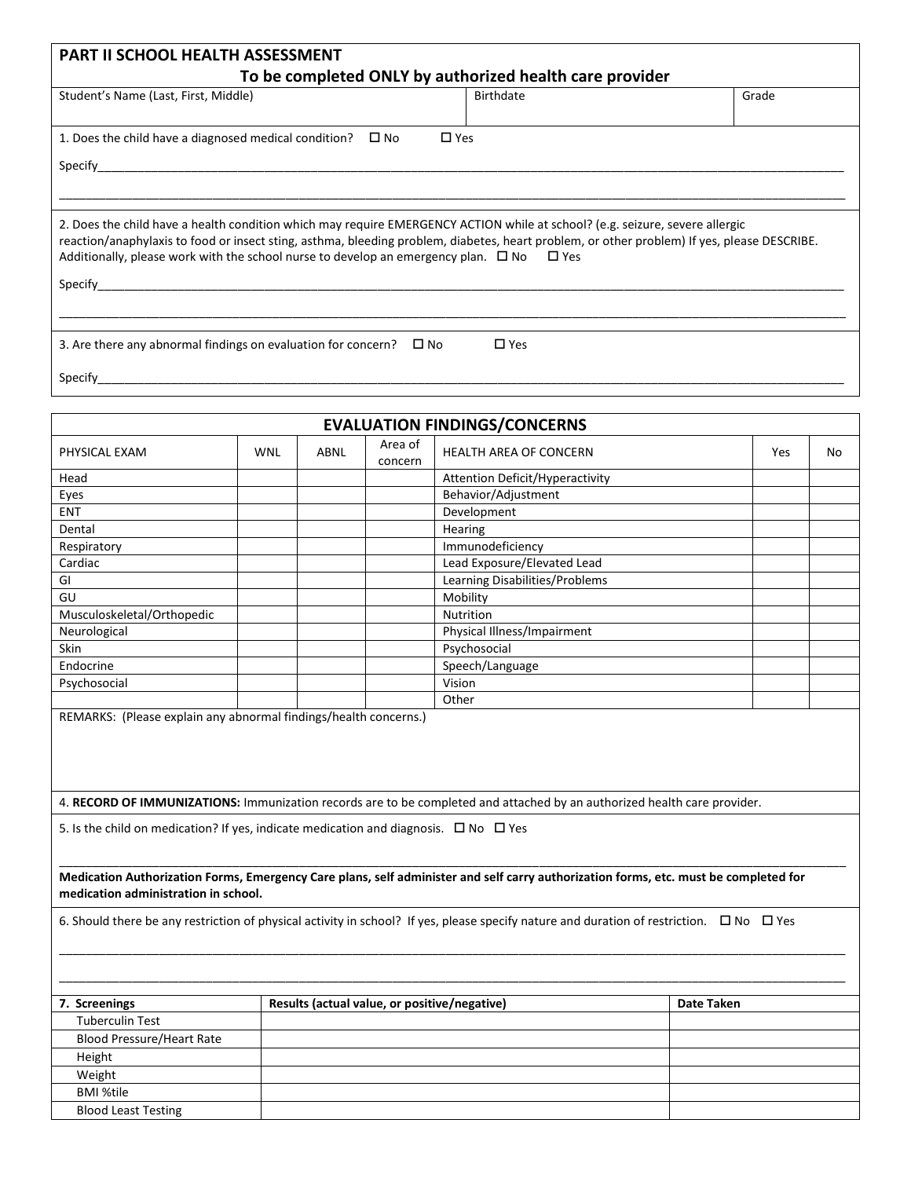## PART II SCHOOL HEALTH ASSESSMENT

**To be completed ONLY by authorized health care provider**

| Student's Name (Last, First, Middle) | Birthdate | Grade |
|---|---|---|
| | | |

1. Does the child have a diagnosed medical condition? ☐ No ☐ Yes

Specify_______________________________________________________________________________

_______________________________________________________________________________________

2. Does the child have a health condition which may require EMERGENCY ACTION while at school? (e.g. seizure, severe allergic reaction/anaphylaxis to food or insect sting, asthma, bleeding problem, diabetes, heart problem, or other problem) If yes, please DESCRIBE. Additionally, please work with the school nurse to develop an emergency plan. ☐ No ☐ Yes

Specify_______________________________________________________________________________

_______________________________________________________________________________________

3. Are there any abnormal findings on evaluation for concern? ☐ No ☐ Yes

Specify_______________________________________________________________________________

## EVALUATION FINDINGS/CONCERNS

| PHYSICAL EXAM | WNL | ABNL | Area of concern | HEALTH AREA OF CONCERN | Yes | No |
|---|---|---|---|---|---|---|
| Head | | | | Attention Deficit/Hyperactivity | | |
| Eyes | | | | Behavior/Adjustment | | |
| ENT | | | | Development | | |
| Dental | | | | Hearing | | |
| Respiratory | | | | Immunodeficiency | | |
| Cardiac | | | | Lead Exposure/Elevated Lead | | |
| GI | | | | Learning Disabilities/Problems | | |
| GU | | | | Mobility | | |
| Musculoskeletal/Orthopedic | | | | Nutrition | | |
| Neurological | | | | Physical Illness/Impairment | | |
| Skin | | | | Psychosocial | | |
| Endocrine | | | | Speech/Language | | |
| Psychosocial | | | | Vision | | |
| | | | | Other | | |

REMARKS: (Please explain any abnormal findings/health concerns.)

4. **RECORD OF IMMUNIZATIONS:** Immunization records are to be completed and attached by an authorized health care provider.

5. Is the child on medication? If yes, indicate medication and diagnosis. ☐ No ☐ Yes

_______________________________________________________________________________________

**Medication Authorization Forms, Emergency Care plans, self administer and self carry authorization forms, etc. must be completed for medication administration in school.**

6. Should there be any restriction of physical activity in school? If yes, please specify nature and duration of restriction. ☐ No ☐ Yes

_______________________________________________________________________________________

_______________________________________________________________________________________

| 7. Screenings | Results (actual value, or positive/negative) | Date Taken |
|---|---|---|
| Tuberculin Test | | |
| Blood Pressure/Heart Rate | | |
| Height | | |
| Weight | | |
| BMI %tile | | |
| Blood Least Testing | | |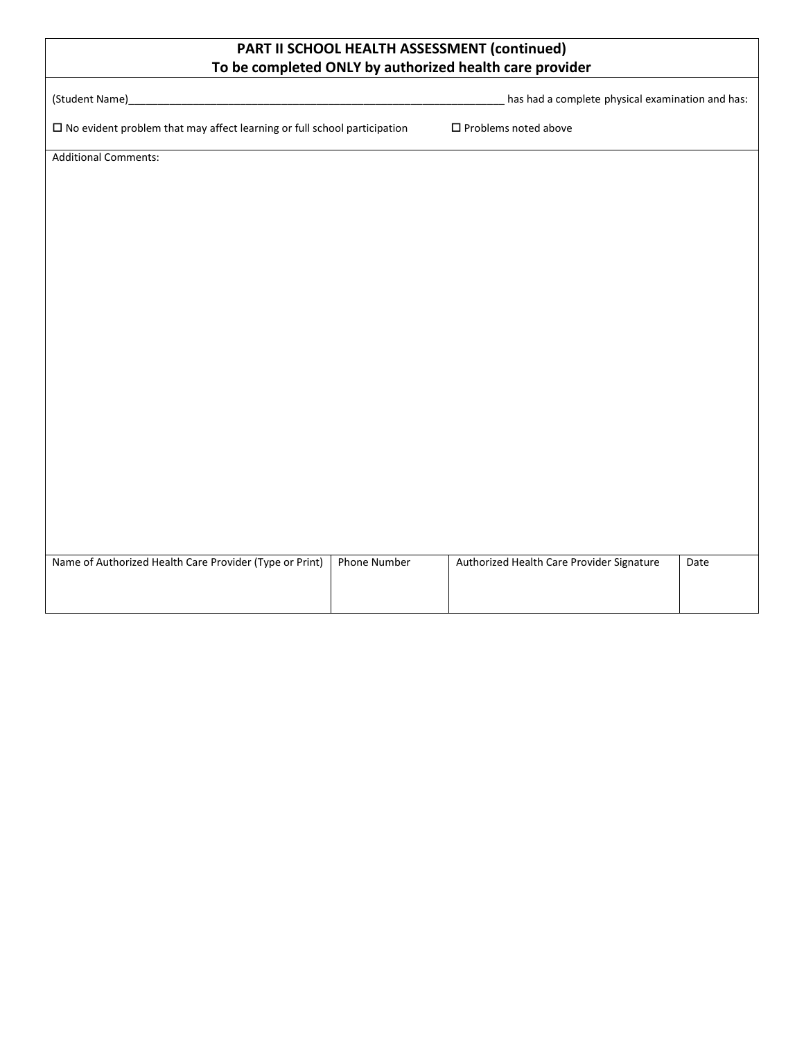## PART II SCHOOL HEALTH ASSESSMENT (continued)
## To be completed ONLY by authorized health care provider

(Student Name)_________________________________________________________________ has had a complete physical examination and has:

☐ No evident problem that may affect learning or full school participation  ☐ Problems noted above

Additional Comments:

| Name of Authorized Health Care Provider (Type or Print) | Phone Number | Authorized Health Care Provider Signature | Date |
| --- | --- | --- | --- |
| | | | |